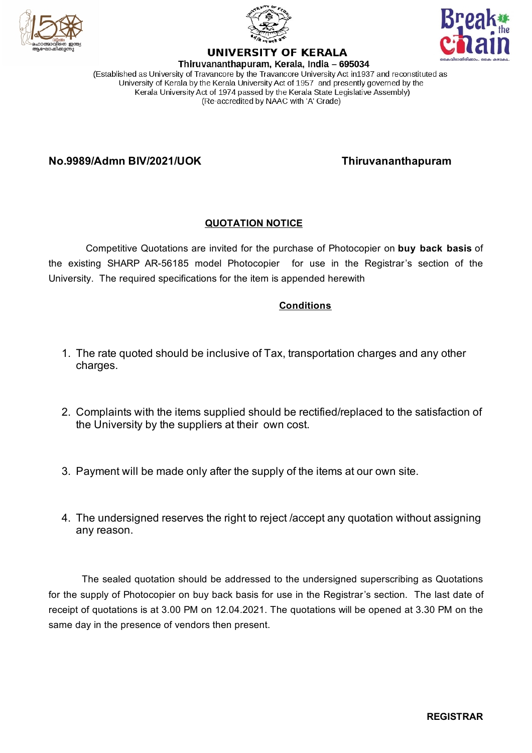# UNIVERSITY OF KERALA

**Thiruvananthapuram, Kerala, India – 695034**

(Established as University of Travancore by the Travancore University Act in1937 and reconstituted as University of Kerala by the Kerala University Act of 1957 and presently governed by the Kerala University Act of 1974 passed by the Kerala State Legislative Assembly)
(Re-accredited by NAAC with 'A' Grade)

**No.9989/Admn BIV/2021/UOK** **Thiruvananthapuram**

## QUOTATION NOTICE

Competitive Quotations are invited for the purchase of Photocopier on **buy back basis** of the existing SHARP AR-56185 model Photocopier for use in the Registrar's section of the University. The required specifications for the item is appended herewith

### Conditions

1. The rate quoted should be inclusive of Tax, transportation charges and any other charges.
2. Complaints with the items supplied should be rectified/replaced to the satisfaction of the University by the suppliers at their own cost.
3. Payment will be made only after the supply of the items at our own site.
4. The undersigned reserves the right to reject /accept any quotation without assigning any reason.

The sealed quotation should be addressed to the undersigned superscribing as Quotations for the supply of Photocopier on buy back basis for use in the Registrar's section. The last date of receipt of quotations is at 3.00 PM on 12.04.2021. The quotations will be opened at 3.30 PM on the same day in the presence of vendors then present.

**REGISTRAR**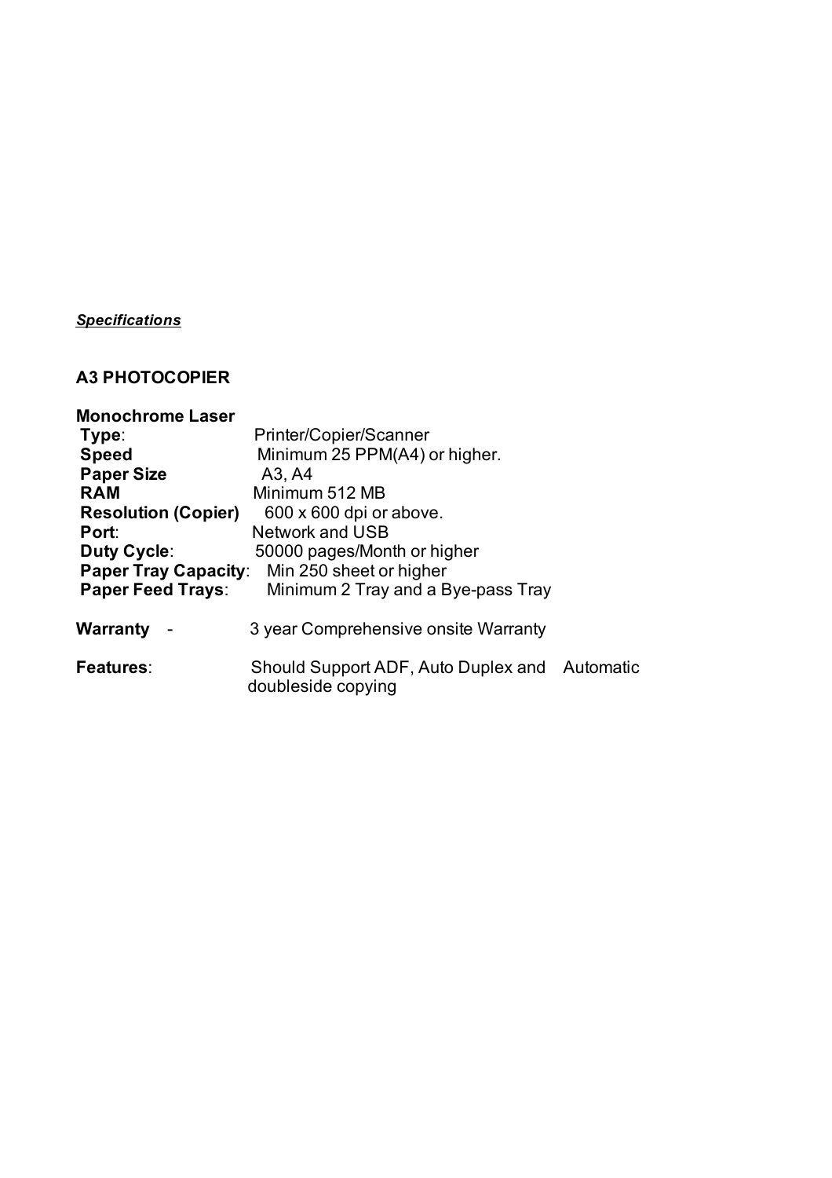***Specifications***

**A3 PHOTOCOPIER**

**Monochrome Laser**

| | |
|---|---|
| **Type**: | Printer/Copier/Scanner |
| **Speed** | Minimum 25 PPM(A4) or higher. |
| **Paper Size** | A3, A4 |
| **RAM** | Minimum 512 MB |
| **Resolution (Copier)** | 600 x 600 dpi or above. |
| **Port**: | Network and USB |
| **Duty Cycle**: | 50000 pages/Month or higher |
| **Paper Tray Capacity**: | Min 250 sheet or higher |
| **Paper Feed Trays**: | Minimum 2 Tray and a Bye-pass Tray |

**Warranty** - 3 year Comprehensive onsite Warranty

**Features**: Should Support ADF, Auto Duplex and Automatic doubleside copying